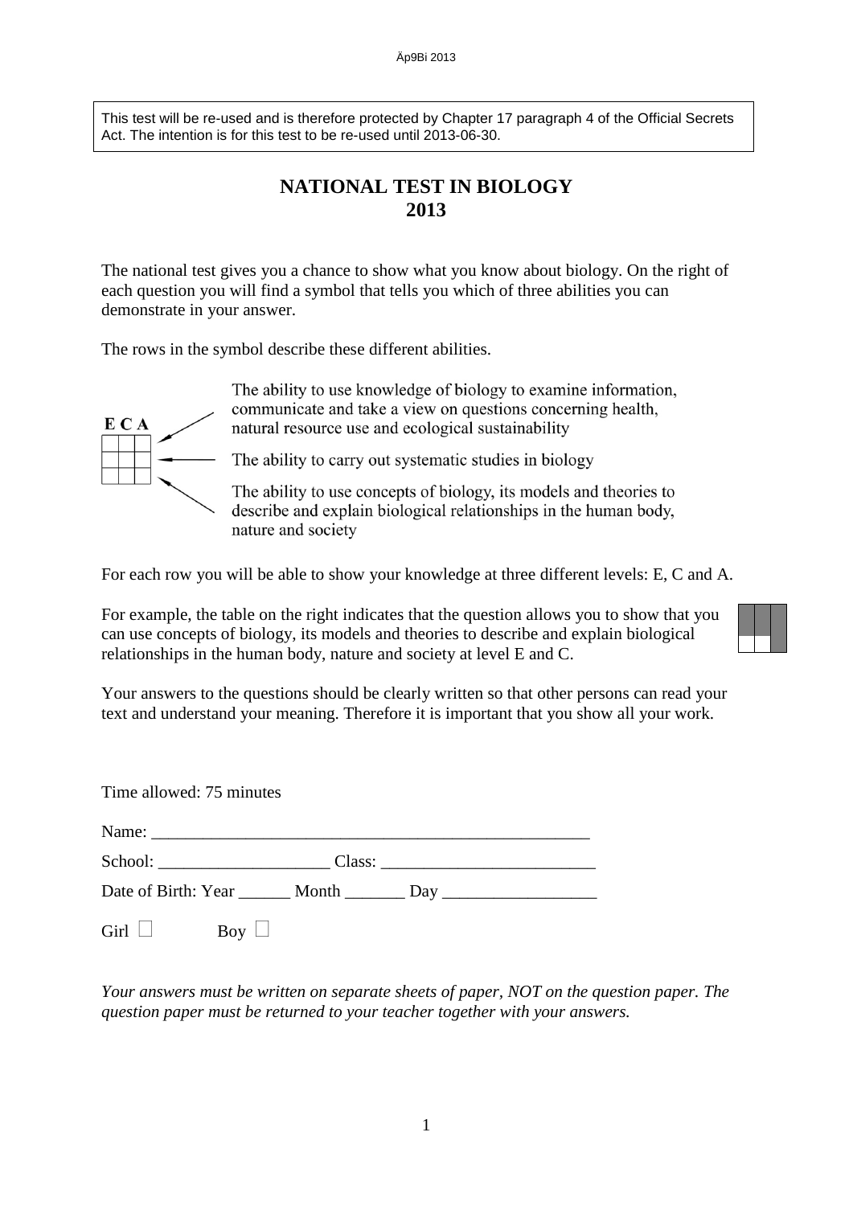This test will be re-used and is therefore protected by Chapter 17 paragraph 4 of the Official Secrets Act. The intention is for this test to be re-used until 2013-06-30.

# NATIONAL TEST IN BIOLOGY 2013

The national test gives you a chance to show what you know about biology. On the right of each question you will find a symbol that tells you which of three abilities you can demonstrate in your answer.

The rows in the symbol describe these different abilities.

| E | C | A |
|---|---|---|
| | | |
| | | |
| | | |

- Row 1: The ability to use knowledge of biology to examine information, communicate and take a view on questions concerning health, natural resource use and ecological sustainability
- Row 2: The ability to carry out systematic studies in biology
- Row 3: The ability to use concepts of biology, its models and theories to describe and explain biological relationships in the human body, nature and society

For each row you will be able to show your knowledge at three different levels: E, C and A.

For example, the table on the right indicates that the question allows you to show that you can use concepts of biology, its models and theories to describe and explain biological relationships in the human body, nature and society at level E and C.

Your answers to the questions should be clearly written so that other persons can read your text and understand your meaning. Therefore it is important that you show all your work.

Time allowed: 75 minutes

Name: ___________________________________________________

School: ____________________ Class: _________________________

Date of Birth: Year ______ Month _______ Day __________________

Girl ☐ Boy ☐

*Your answers must be written on separate sheets of paper, NOT on the question paper. The question paper must be returned to your teacher together with your answers.*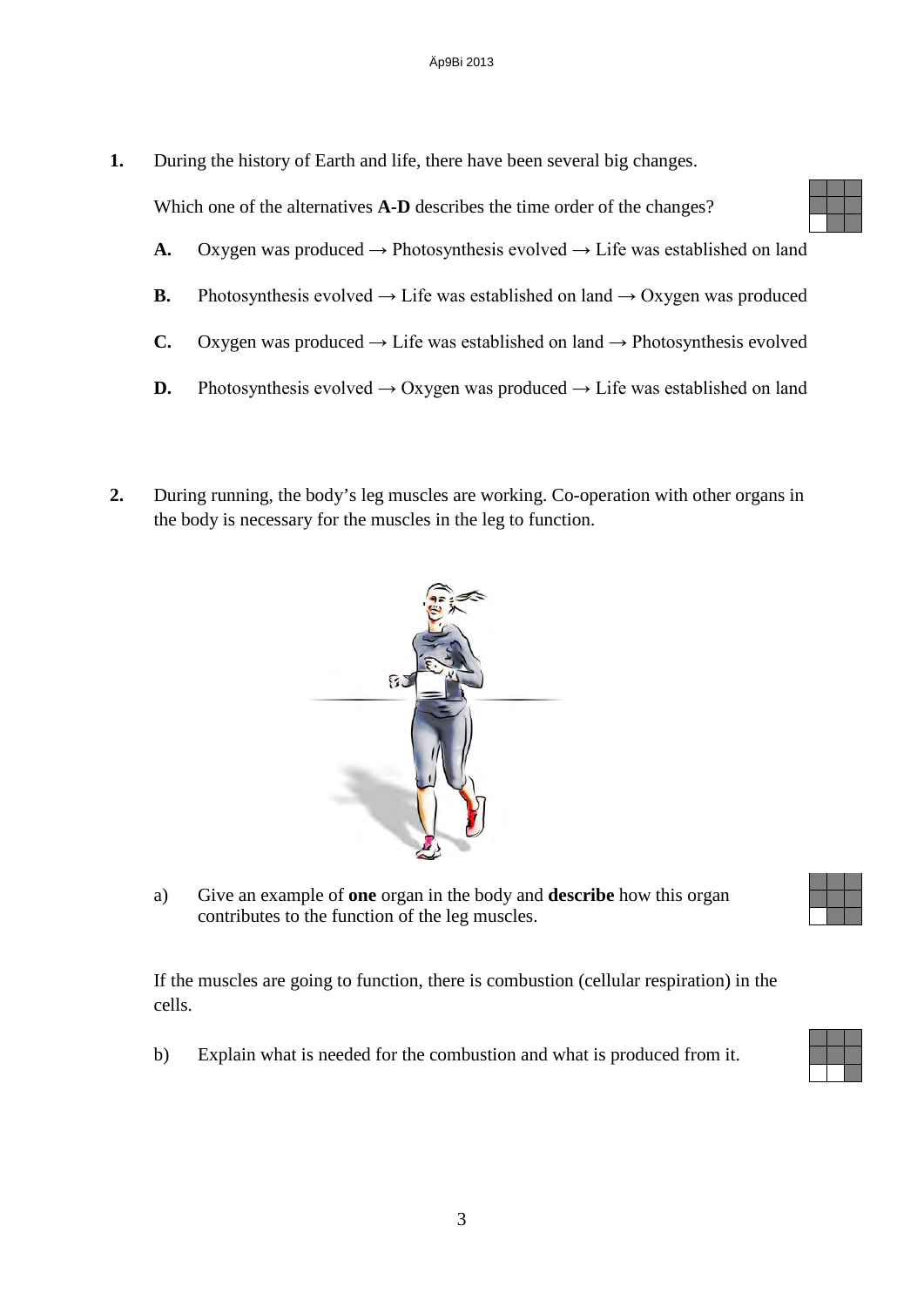1. During the history of Earth and life, there have been several big changes.

   Which one of the alternatives **A-D** describes the time order of the changes?

   **A.** Oxygen was produced → Photosynthesis evolved → Life was established on land

   **B.** Photosynthesis evolved → Life was established on land → Oxygen was produced

   **C.** Oxygen was produced → Life was established on land → Photosynthesis evolved

   **D.** Photosynthesis evolved → Oxygen was produced → Life was established on land

2. During running, the body's leg muscles are working. Co-operation with other organs in the body is necessary for the muscles in the leg to function.

   a) Give an example of **one** organ in the body and **describe** how this organ contributes to the function of the leg muscles.

   If the muscles are going to function, there is combustion (cellular respiration) in the cells.

   b) Explain what is needed for the combustion and what is produced from it.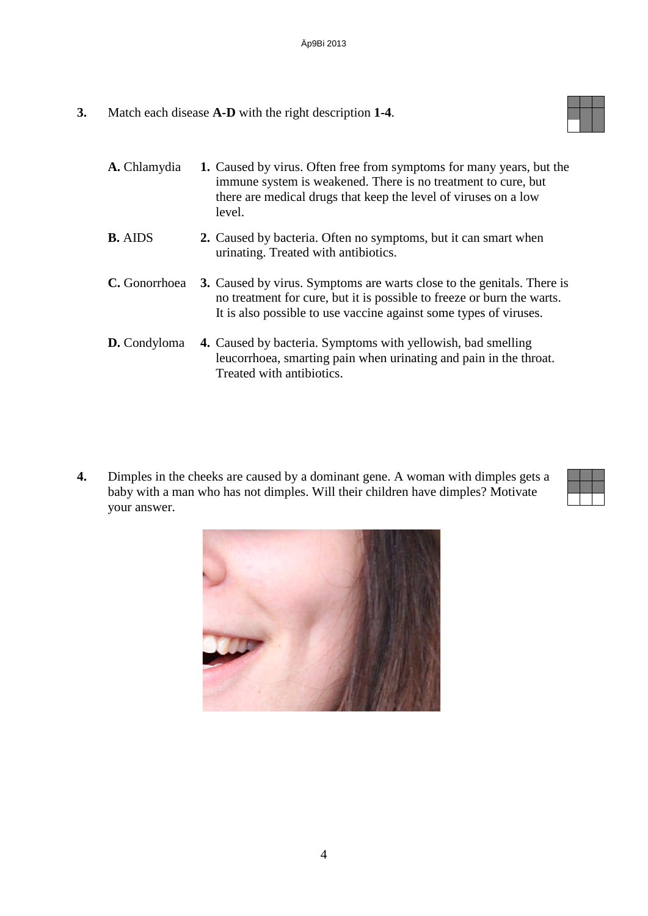**3.** Match each disease **A-D** with the right description **1-4**.

| | |
|---|---|
| **A.** Chlamydia | **1.** Caused by virus. Often free from symptoms for many years, but the immune system is weakened. There is no treatment to cure, but there are medical drugs that keep the level of viruses on a low level. |
| **B.** AIDS | **2.** Caused by bacteria. Often no symptoms, but it can smart when urinating. Treated with antibiotics. |
| **C.** Gonorrhoea | **3.** Caused by virus. Symptoms are warts close to the genitals. There is no treatment for cure, but it is possible to freeze or burn the warts. It is also possible to use vaccine against some types of viruses. |
| **D.** Condyloma | **4.** Caused by bacteria. Symptoms with yellowish, bad smelling leucorrhoea, smarting pain when urinating and pain in the throat. Treated with antibiotics. |

**4.** Dimples in the cheeks are caused by a dominant gene. A woman with dimples gets a baby with a man who has not dimples. Will their children have dimples? Motivate your answer.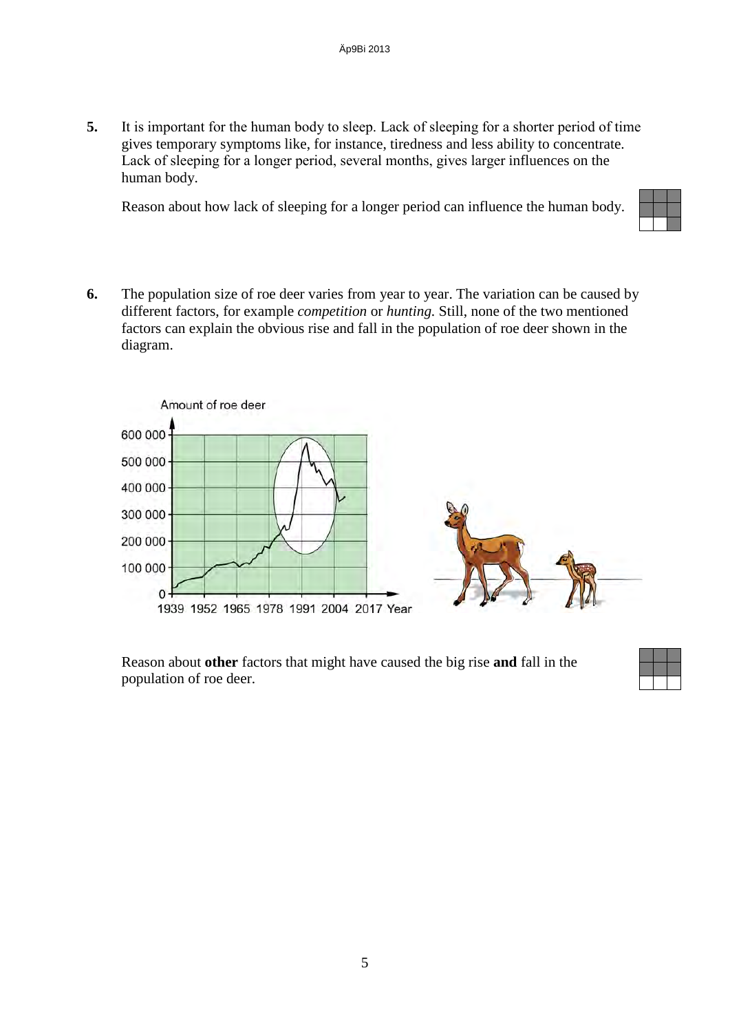**5.** It is important for the human body to sleep. Lack of sleeping for a shorter period of time gives temporary symptoms like, for instance, tiredness and less ability to concentrate. Lack of sleeping for a longer period, several months, gives larger influences on the human body.

Reason about how lack of sleeping for a longer period can influence the human body.

**6.** The population size of roe deer varies from year to year. The variation can be caused by different factors, for example *competition* or *hunting.* Still, none of the two mentioned factors can explain the obvious rise and fall in the population of roe deer shown in the diagram.

Reason about **other** factors that might have caused the big rise **and** fall in the population of roe deer.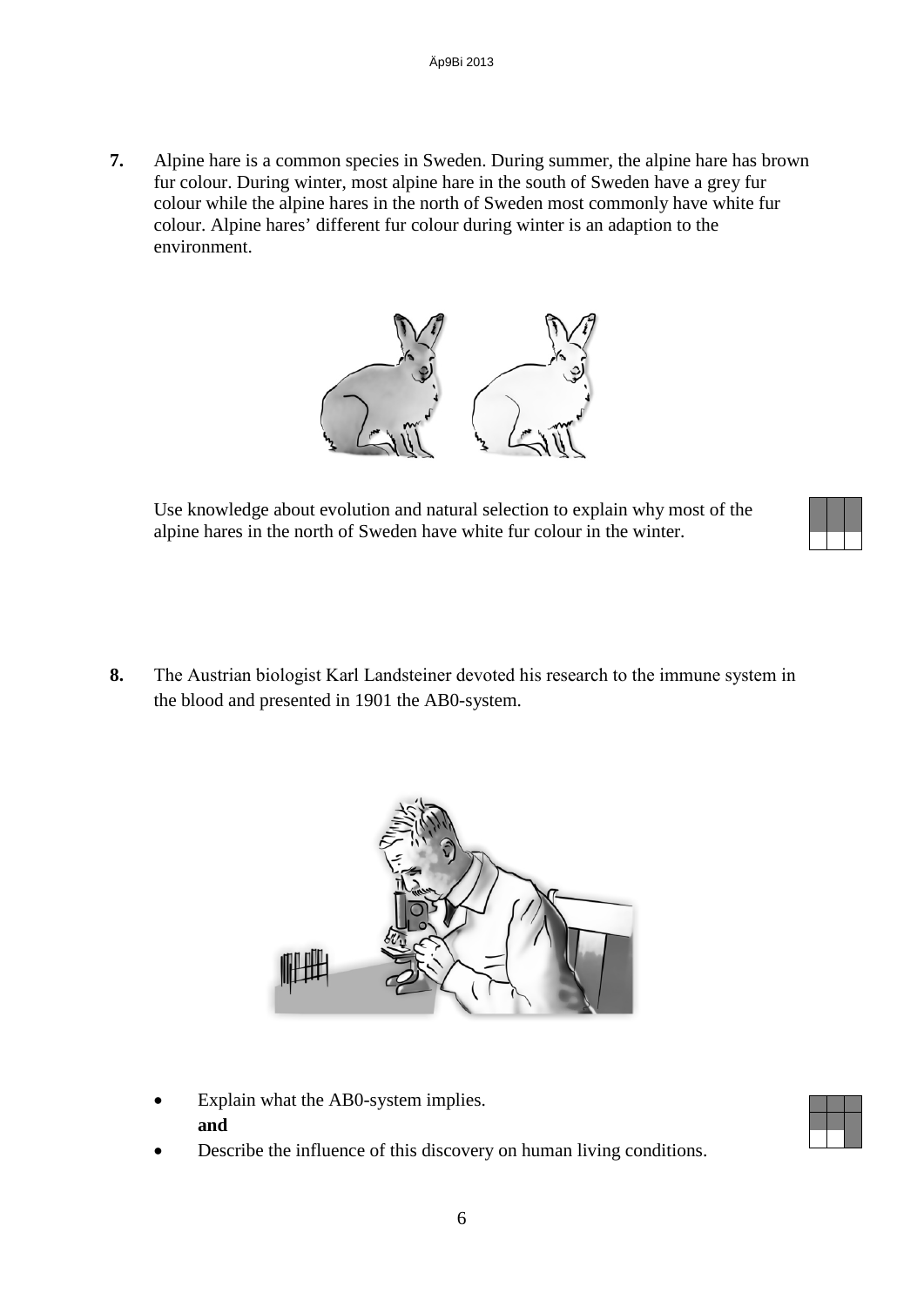**7.** Alpine hare is a common species in Sweden. During summer, the alpine hare has brown fur colour. During winter, most alpine hare in the south of Sweden have a grey fur colour while the alpine hares in the north of Sweden most commonly have white fur colour. Alpine hares' different fur colour during winter is an adaption to the environment.

Use knowledge about evolution and natural selection to explain why most of the alpine hares in the north of Sweden have white fur colour in the winter.

**8.** The Austrian biologist Karl Landsteiner devoted his research to the immune system in the blood and presented in 1901 the AB0-system.

- Explain what the AB0-system implies.
  **and**
- Describe the influence of this discovery on human living conditions.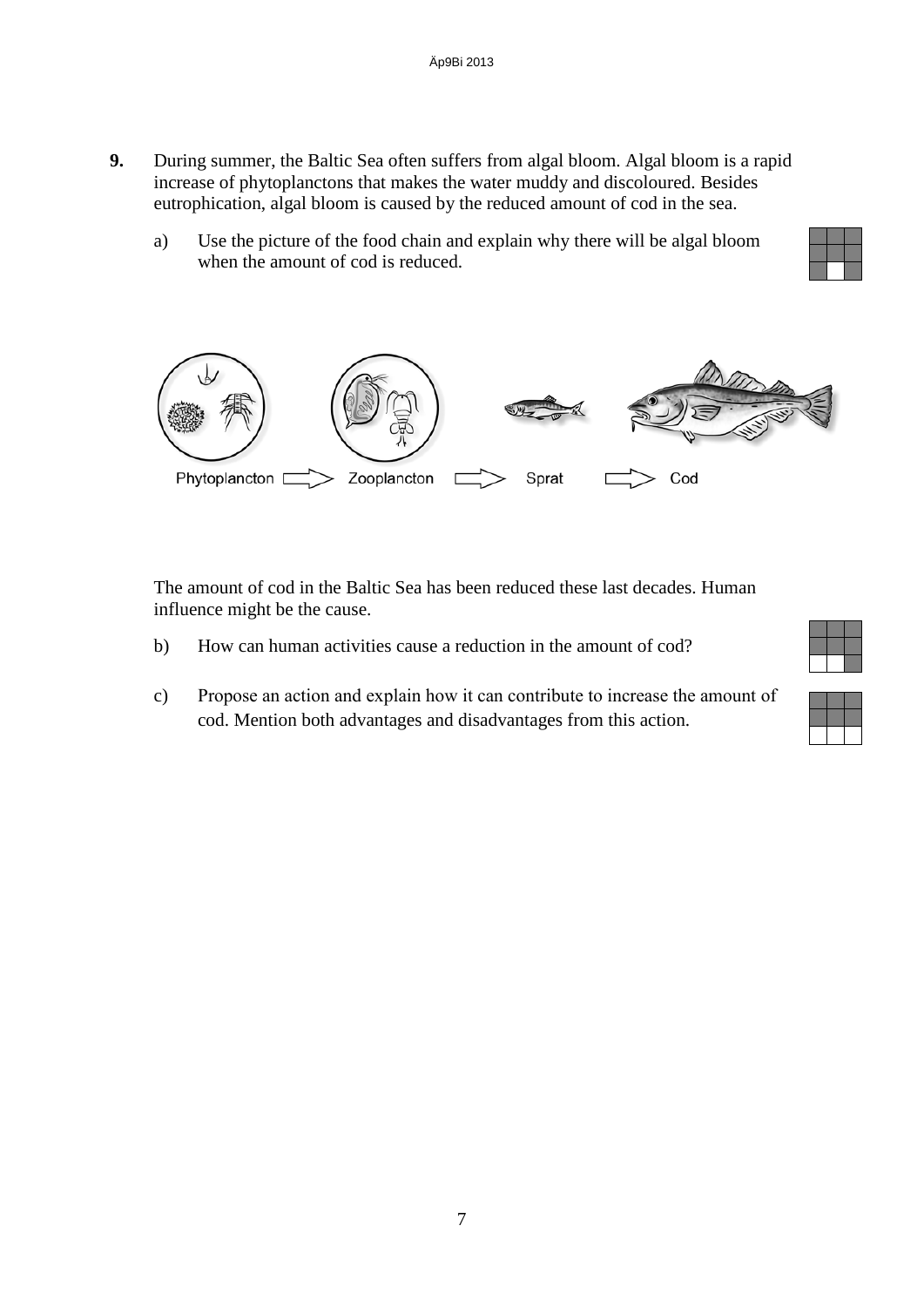**9.** During summer, the Baltic Sea often suffers from algal bloom. Algal bloom is a rapid increase of phytoplanctons that makes the water muddy and discoloured. Besides eutrophication, algal bloom is caused by the reduced amount of cod in the sea.

a) Use the picture of the food chain and explain why there will be algal bloom when the amount of cod is reduced.

Phytoplancton ⇨ Zooplancton ⇨ Sprat ⇨ Cod

The amount of cod in the Baltic Sea has been reduced these last decades. Human influence might be the cause.

b) How can human activities cause a reduction in the amount of cod?

c) Propose an action and explain how it can contribute to increase the amount of cod. Mention both advantages and disadvantages from this action.